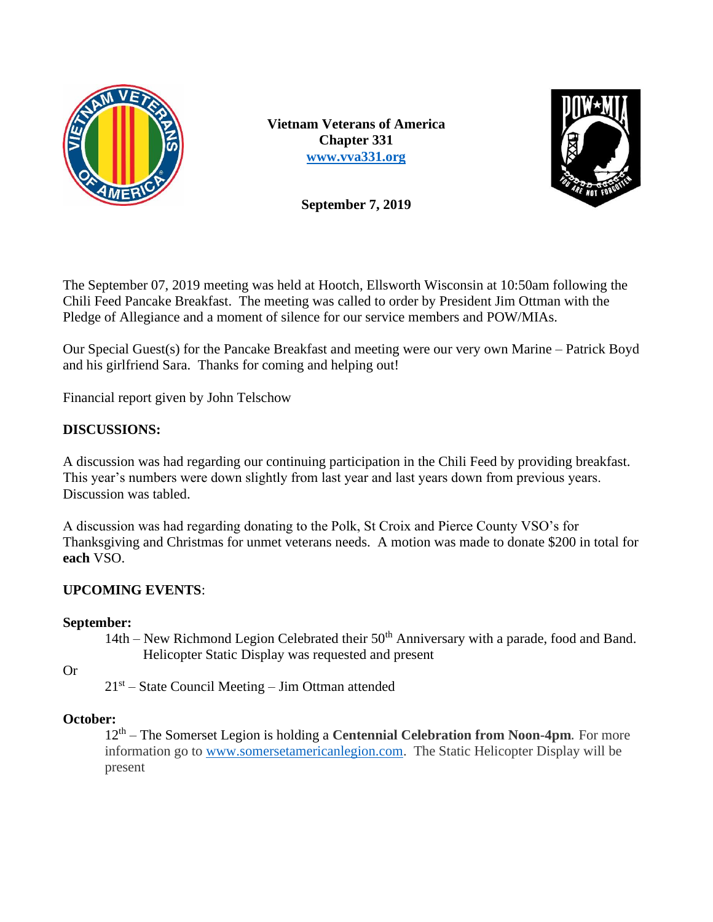**Vietnam Veterans of America**
**Chapter 331**
**[www.vva331.org](http://www.vva331.org)**

**September 7, 2019**

The September 07, 2019 meeting was held at Hootch, Ellsworth Wisconsin at 10:50am following the Chili Feed Pancake Breakfast. The meeting was called to order by President Jim Ottman with the Pledge of Allegiance and a moment of silence for our service members and POW/MIAs.

Our Special Guest(s) for the Pancake Breakfast and meeting were our very own Marine – Patrick Boyd and his girlfriend Sara. Thanks for coming and helping out!

Financial report given by John Telschow

**DISCUSSIONS:**

A discussion was had regarding our continuing participation in the Chili Feed by providing breakfast. This year's numbers were down slightly from last year and last years down from previous years. Discussion was tabled.

A discussion was had regarding donating to the Polk, St Croix and Pierce County VSO's for Thanksgiving and Christmas for unmet veterans needs. A motion was made to donate $200 in total for **each** VSO.

**UPCOMING EVENTS**:

**September:**

14th – New Richmond Legion Celebrated their 50th Anniversary with a parade, food and Band. Helicopter Static Display was requested and present

Or

21st – State Council Meeting – Jim Ottman attended

**October:**

12th – The Somerset Legion is holding a **Centennial Celebration from Noon-4pm**. For more information go to [www.somersetamericanlegion.com](http://www.somersetamericanlegion.com). The Static Helicopter Display will be present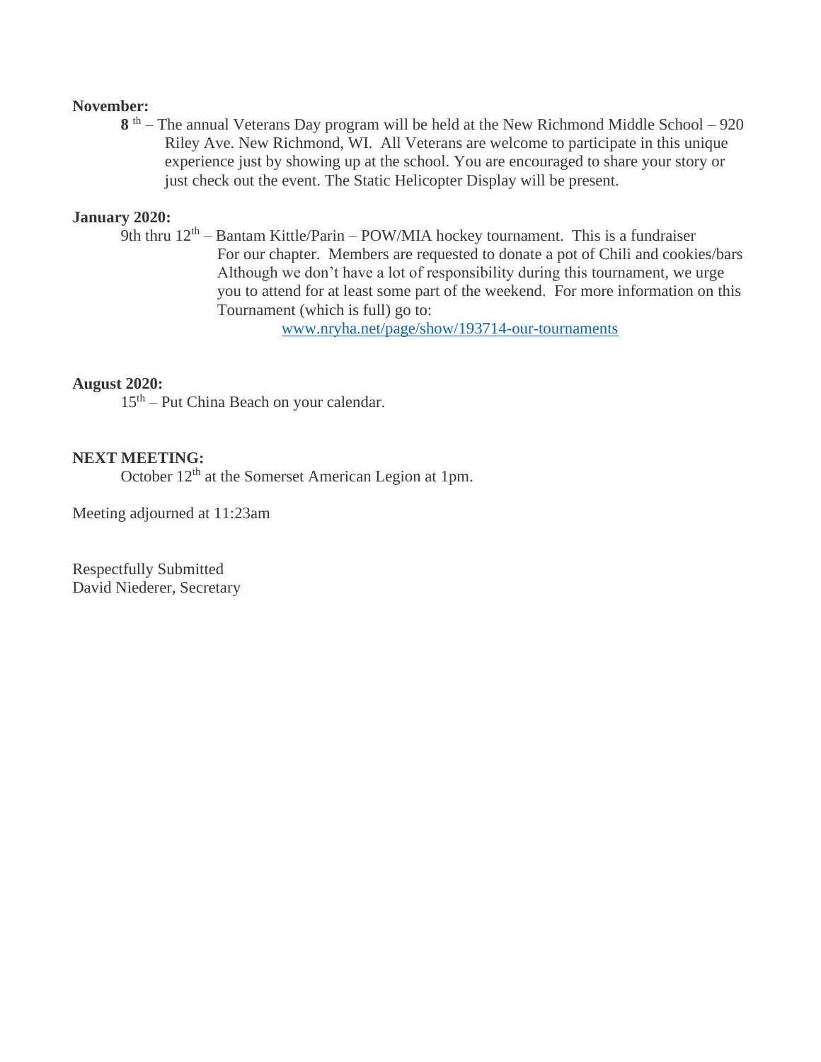**November:**

**8** th – The annual Veterans Day program will be held at the New Richmond Middle School – 920 Riley Ave. New Richmond, WI. All Veterans are welcome to participate in this unique experience just by showing up at the school. You are encouraged to share your story or just check out the event. The Static Helicopter Display will be present.

**January 2020:**

9th thru 12th – Bantam Kittle/Parin – POW/MIA hockey tournament. This is a fundraiser For our chapter. Members are requested to donate a pot of Chili and cookies/bars Although we don't have a lot of responsibility during this tournament, we urge you to attend for at least some part of the weekend. For more information on this Tournament (which is full) go to:

www.nryha.net/page/show/193714-our-tournaments

**August 2020:**

15th – Put China Beach on your calendar.

**NEXT MEETING:**

October 12th at the Somerset American Legion at 1pm.

Meeting adjourned at 11:23am

Respectfully Submitted
David Niederer, Secretary